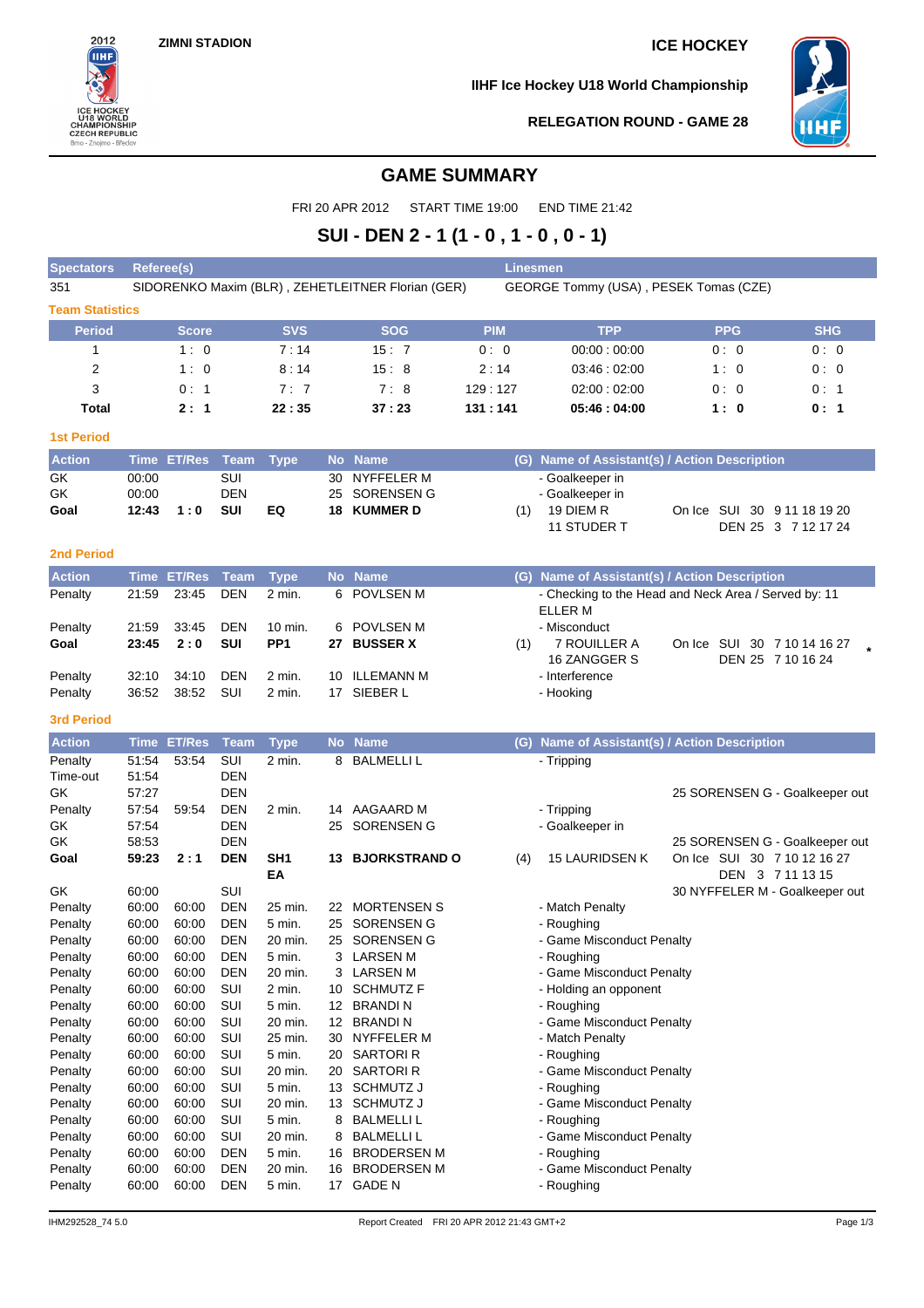ZIMNI STADION

ICE HOCKEY

IIHF Ice Hockey U18 World Championship

RELEGATION ROUND - GAME 28

# GAME SUMMARY

FRI 20 APR 2012 START TIME 19:00 END TIME 21:42

## SUI - DEN 2 - 1 (1 - 0 , 1 - 0 , 0 - 1)

| Spectators | Referee(s) | Linesmen |
|---|---|---|
| 351 | SIDORENKO Maxim (BLR) , ZEHETLEITNER Florian (GER) | GEORGE Tommy (USA) , PESEK Tomas (CZE) |

### Team Statistics

| Period | Score | SVS | SOG | PIM | TPP | PPG | SHG |
|---|---|---|---|---|---|---|---|
| 1 | 1 : 0 | 7 : 14 | 15 : 7 | 0 : 0 | 00:00 : 00:00 | 0 : 0 | 0 : 0 |
| 2 | 1 : 0 | 8 : 14 | 15 : 8 | 2 : 14 | 03:46 : 02:00 | 1 : 0 | 0 : 0 |
| 3 | 0 : 1 | 7 : 7 | 7 : 8 | 129 : 127 | 02:00 : 02:00 | 0 : 0 | 0 : 1 |
| **Total** | **2 : 1** | **22 : 35** | **37 : 23** | **131 : 141** | **05:46 : 04:00** | **1 : 0** | **0 : 1** |

### 1st Period

| Action | Time | ET/Res | Team | Type | No | Name | (G) | Name of Assistant(s) / Action Description | |
|---|---|---|---|---|---|---|---|---|---|
| GK | 00:00 | | SUI | | 30 | NYFFELER M | | - Goalkeeper in | |
| GK | 00:00 | | DEN | | 25 | SORENSEN G | | - Goalkeeper in | |
| **Goal** | **12:43** | **1 : 0** | **SUI** | **EQ** | **18** | **KUMMER D** | (1) | 19 DIEM R<br>11 STUDER T | On Ice SUI 30 9 11 18 19 20<br>DEN 25 3 7 12 17 24 |

### 2nd Period

| Action | Time | ET/Res | Team | Type | No | Name | (G) | Name of Assistant(s) / Action Description | |
|---|---|---|---|---|---|---|---|---|---|
| Penalty | 21:59 | 23:45 | DEN | 2 min. | 6 | POVLSEN M | | - Checking to the Head and Neck Area / Served by: 11 ELLER M | |
| Penalty | 21:59 | 33:45 | DEN | 10 min. | 6 | POVLSEN M | | - Misconduct | |
| **Goal** | **23:45** | **2 : 0** | **SUI** | **PP1** | **27** | **BUSSER X** | (1) | 7 ROUILLER A<br>16 ZANGGER S | On Ice SUI 30 7 10 14 16 27<br>DEN 25 7 10 16 24 * |
| Penalty | 32:10 | 34:10 | DEN | 2 min. | 10 | ILLEMANN M | | - Interference | |
| Penalty | 36:52 | 38:52 | SUI | 2 min. | 17 | SIEBER L | | - Hooking | |

### 3rd Period

| Action | Time | ET/Res | Team | Type | No | Name | (G) | Name of Assistant(s) / Action Description | |
|---|---|---|---|---|---|---|---|---|---|
| Penalty | 51:54 | 53:54 | SUI | 2 min. | 8 | BALMELLI L | | - Tripping | |
| Time-out | 51:54 | | DEN | | | | | | |
| GK | 57:27 | | DEN | | | | | | 25 SORENSEN G - Goalkeeper out |
| Penalty | 57:54 | 59:54 | DEN | 2 min. | 14 | AAGAARD M | | - Tripping | |
| GK | 57:54 | | DEN | | 25 | SORENSEN G | | - Goalkeeper in | |
| GK | 58:53 | | DEN | | | | | | 25 SORENSEN G - Goalkeeper out |
| **Goal** | **59:23** | **2 : 1** | **DEN** | **SH1 EA** | **13** | **BJORKSTRAND O** | (4) | 15 LAURIDSEN K | On Ice SUI 30 7 10 12 16 27<br>DEN 3 7 11 13 15 |
| GK | 60:00 | | SUI | | | | | | 30 NYFFELER M - Goalkeeper out |
| Penalty | 60:00 | 60:00 | DEN | 25 min. | 22 | MORTENSEN S | | - Match Penalty | |
| Penalty | 60:00 | 60:00 | DEN | 5 min. | 25 | SORENSEN G | | - Roughing | |
| Penalty | 60:00 | 60:00 | DEN | 20 min. | 25 | SORENSEN G | | - Game Misconduct Penalty | |
| Penalty | 60:00 | 60:00 | DEN | 5 min. | 3 | LARSEN M | | - Roughing | |
| Penalty | 60:00 | 60:00 | DEN | 20 min. | 3 | LARSEN M | | - Game Misconduct Penalty | |
| Penalty | 60:00 | 60:00 | SUI | 2 min. | 10 | SCHMUTZ F | | - Holding an opponent | |
| Penalty | 60:00 | 60:00 | SUI | 5 min. | 12 | BRANDI N | | - Roughing | |
| Penalty | 60:00 | 60:00 | SUI | 20 min. | 12 | BRANDI N | | - Game Misconduct Penalty | |
| Penalty | 60:00 | 60:00 | SUI | 25 min. | 30 | NYFFELER M | | - Match Penalty | |
| Penalty | 60:00 | 60:00 | SUI | 5 min. | 20 | SARTORI R | | - Roughing | |
| Penalty | 60:00 | 60:00 | SUI | 20 min. | 20 | SARTORI R | | - Game Misconduct Penalty | |
| Penalty | 60:00 | 60:00 | SUI | 5 min. | 13 | SCHMUTZ J | | - Roughing | |
| Penalty | 60:00 | 60:00 | SUI | 20 min. | 13 | SCHMUTZ J | | - Game Misconduct Penalty | |
| Penalty | 60:00 | 60:00 | SUI | 5 min. | 8 | BALMELLI L | | - Roughing | |
| Penalty | 60:00 | 60:00 | SUI | 20 min. | 8 | BALMELLI L | | - Game Misconduct Penalty | |
| Penalty | 60:00 | 60:00 | DEN | 5 min. | 16 | BRODERSEN M | | - Roughing | |
| Penalty | 60:00 | 60:00 | DEN | 20 min. | 16 | BRODERSEN M | | - Game Misconduct Penalty | |
| Penalty | 60:00 | 60:00 | DEN | 5 min. | 17 | GADE N | | - Roughing | |

IHM292528_74 5.0 Report Created FRI 20 APR 2012 21:43 GMT+2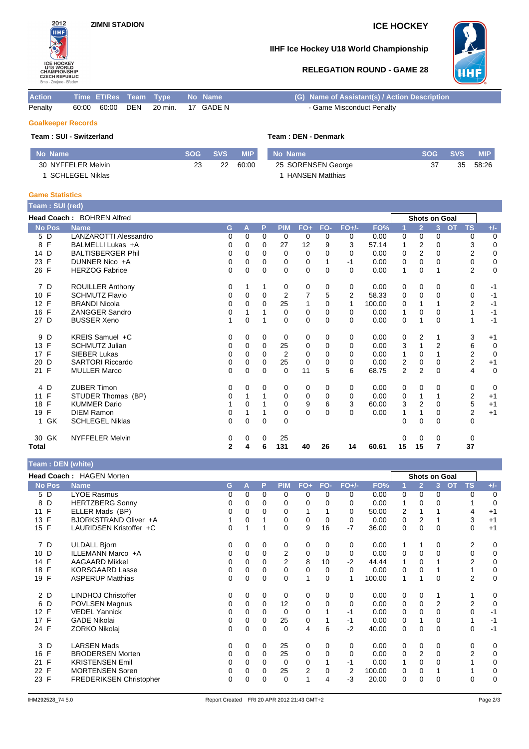**ZIMNI STADION**

**ICE HOCKEY**

**IIHF Ice Hockey U18 World Championship**

**RELEGATION ROUND - GAME 28**

| Action | Time | ET/Res | Team | Type | No | Name | (G) Name of Assistant(s) / Action Description |
|---|---|---|---|---|---|---|---|
| Penalty | 60:00 | 60:00 | DEN | 20 min. | 17 | GADE N | - Game Misconduct Penalty |

## Goalkeeper Records

**Team : SUI - Switzerland**

| No | Name | SOG | SVS | MIP |
|---|---|---|---|---|
| 30 | NYFFELER Melvin | 23 | 22 | 60:00 |
| 1 | SCHLEGEL Niklas | | | |

**Team : DEN - Denmark**

| No | Name | SOG | SVS | MIP |
|---|---|---|---|---|
| 25 | SORENSEN George | 37 | 35 | 58:26 |
| 1 | HANSEN Matthias | | | |

## Game Statistics

**Team : SUI (red)**

**Head Coach :** BOHREN Alfred

| No | Pos | Name | G | A | P | PIM | FO+ | FO- | FO+/- | FO% | 1 | 2 | 3 | OT | TS | +/- |
|---|---|---|---|---|---|---|---|---|---|---|---|---|---|---|---|---|
| 5 | D | LANZAROTTI Alessandro | 0 | 0 | 0 | 0 | 0 | 0 | 0 | 0.00 | 0 | 0 | 0 | | 0 | 0 |
| 8 | F | BALMELLI Lukas +A | 0 | 0 | 0 | 27 | 12 | 9 | 3 | 57.14 | 1 | 2 | 0 | | 3 | 0 |
| 14 | D | BALTISBERGER Phil | 0 | 0 | 0 | 0 | 0 | 0 | 0 | 0.00 | 0 | 2 | 0 | | 2 | 0 |
| 23 | F | DUNNER Nico +A | 0 | 0 | 0 | 0 | 0 | 1 | -1 | 0.00 | 0 | 0 | 0 | | 0 | 0 |
| 26 | F | HERZOG Fabrice | 0 | 0 | 0 | 0 | 0 | 0 | 0 | 0.00 | 1 | 0 | 1 | | 2 | 0 |
| 7 | D | ROUILLER Anthony | 0 | 1 | 1 | 0 | 0 | 0 | 0 | 0.00 | 0 | 0 | 0 | | 0 | -1 |
| 10 | F | SCHMUTZ Flavio | 0 | 0 | 0 | 2 | 7 | 5 | 2 | 58.33 | 0 | 0 | 0 | | 0 | -1 |
| 12 | F | BRANDI Nicola | 0 | 0 | 0 | 25 | 1 | 0 | 1 | 100.00 | 0 | 1 | 1 | | 2 | -1 |
| 16 | F | ZANGGER Sandro | 0 | 1 | 1 | 0 | 0 | 0 | 0 | 0.00 | 1 | 0 | 0 | | 1 | -1 |
| 27 | D | BUSSER Xeno | 1 | 0 | 1 | 0 | 0 | 0 | 0 | 0.00 | 0 | 1 | 0 | | 1 | -1 |
| 9 | D | KREIS Samuel +C | 0 | 0 | 0 | 0 | 0 | 0 | 0 | 0.00 | 0 | 2 | 1 | | 3 | +1 |
| 13 | F | SCHMUTZ Julian | 0 | 0 | 0 | 25 | 0 | 0 | 0 | 0.00 | 3 | 1 | 2 | | 6 | 0 |
| 17 | F | SIEBER Lukas | 0 | 0 | 0 | 2 | 0 | 0 | 0 | 0.00 | 1 | 0 | 1 | | 2 | 0 |
| 20 | D | SARTORI Riccardo | 0 | 0 | 0 | 25 | 0 | 0 | 0 | 0.00 | 2 | 0 | 0 | | 2 | +1 |
| 21 | F | MULLER Marco | 0 | 0 | 0 | 0 | 11 | 5 | 6 | 68.75 | 2 | 2 | 0 | | 4 | 0 |
| 4 | D | ZUBER Timon | 0 | 0 | 0 | 0 | 0 | 0 | 0 | 0.00 | 0 | 0 | 0 | | 0 | 0 |
| 11 | F | STUDER Thomas (BP) | 0 | 1 | 1 | 0 | 0 | 0 | 0 | 0.00 | 0 | 1 | 1 | | 2 | +1 |
| 18 | F | KUMMER Dario | 1 | 0 | 1 | 0 | 9 | 6 | 3 | 60.00 | 3 | 2 | 0 | | 5 | +1 |
| 19 | F | DIEM Ramon | 0 | 1 | 1 | 0 | 0 | 0 | 0 | 0.00 | 1 | 1 | 0 | | 2 | +1 |
| 1 | GK | SCHLEGEL Niklas | 0 | 0 | 0 | 0 | | | | | 0 | 0 | 0 | | 0 | |
| 30 | GK | NYFFELER Melvin | 0 | 0 | 0 | 25 | | | | | 0 | 0 | 0 | | 0 | |
| **Total** | | | **2** | **4** | **6** | **131** | **40** | **26** | **14** | **60.61** | **15** | **15** | **7** | | **37** | |

**Team : DEN (white)**

**Head Coach :** HAGEN Morten

| No | Pos | Name | G | A | P | PIM | FO+ | FO- | FO+/- | FO% | 1 | 2 | 3 | OT | TS | +/- |
|---|---|---|---|---|---|---|---|---|---|---|---|---|---|---|---|---|
| 5 | D | LYOE Rasmus | 0 | 0 | 0 | 0 | 0 | 0 | 0 | 0.00 | 0 | 0 | 0 | | 0 | 0 |
| 8 | D | HERTZBERG Sonny | 0 | 0 | 0 | 0 | 0 | 0 | 0 | 0.00 | 1 | 0 | 0 | | 1 | 0 |
| 11 | F | ELLER Mads (BP) | 0 | 0 | 0 | 0 | 1 | 1 | 0 | 50.00 | 2 | 1 | 1 | | 4 | +1 |
| 13 | F | BJORKSTRAND Oliver +A | 1 | 0 | 1 | 0 | 0 | 0 | 0 | 0.00 | 0 | 2 | 1 | | 3 | +1 |
| 15 | F | LAURIDSEN Kristoffer +C | 0 | 1 | 1 | 0 | 9 | 16 | -7 | 36.00 | 0 | 0 | 0 | | 0 | +1 |
| 7 | D | ULDALL Bjorn | 0 | 0 | 0 | 0 | 0 | 0 | 0 | 0.00 | 1 | 1 | 0 | | 2 | 0 |
| 10 | D | ILLEMANN Marco +A | 0 | 0 | 0 | 2 | 0 | 0 | 0 | 0.00 | 0 | 0 | 0 | | 0 | 0 |
| 14 | F | AAGAARD Mikkel | 0 | 0 | 0 | 2 | 8 | 10 | -2 | 44.44 | 1 | 0 | 1 | | 2 | 0 |
| 18 | F | KORSGAARD Lasse | 0 | 0 | 0 | 0 | 0 | 0 | 0 | 0.00 | 0 | 0 | 1 | | 1 | 0 |
| 19 | F | ASPERUP Matthias | 0 | 0 | 0 | 0 | 1 | 0 | 1 | 100.00 | 1 | 1 | 0 | | 2 | 0 |
| 2 | D | LINDHOJ Christoffer | 0 | 0 | 0 | 0 | 0 | 0 | 0 | 0.00 | 0 | 0 | 1 | | 1 | 0 |
| 6 | D | POVLSEN Magnus | 0 | 0 | 0 | 12 | 0 | 0 | 0 | 0.00 | 0 | 0 | 2 | | 2 | 0 |
| 12 | F | VEDEL Yannick | 0 | 0 | 0 | 0 | 0 | 1 | -1 | 0.00 | 0 | 0 | 0 | | 0 | -1 |
| 17 | F | GADE Nikolai | 0 | 0 | 0 | 25 | 0 | 1 | -1 | 0.00 | 0 | 1 | 0 | | 1 | -1 |
| 24 | F | ZORKO Nikolaj | 0 | 0 | 0 | 0 | 4 | 6 | -2 | 40.00 | 0 | 0 | 0 | | 0 | -1 |
| 3 | D | LARSEN Mads | 0 | 0 | 0 | 25 | 0 | 0 | 0 | 0.00 | 0 | 0 | 0 | | 0 | 0 |
| 16 | F | BRODERSEN Morten | 0 | 0 | 0 | 25 | 0 | 0 | 0 | 0.00 | 0 | 2 | 0 | | 2 | 0 |
| 21 | F | KRISTENSEN Emil | 0 | 0 | 0 | 0 | 0 | 1 | -1 | 0.00 | 1 | 0 | 0 | | 1 | 0 |
| 22 | F | MORTENSEN Soren | 0 | 0 | 0 | 25 | 2 | 0 | 2 | 100.00 | 0 | 0 | 1 | | 1 | 0 |
| 23 | F | FREDERIKSEN Christopher | 0 | 0 | 0 | 0 | 1 | 4 | -3 | 20.00 | 0 | 0 | 0 | | 0 | 0 |

IHM292528_74 5.0 Report Created FRI 20 APR 2012 21:43 GMT+2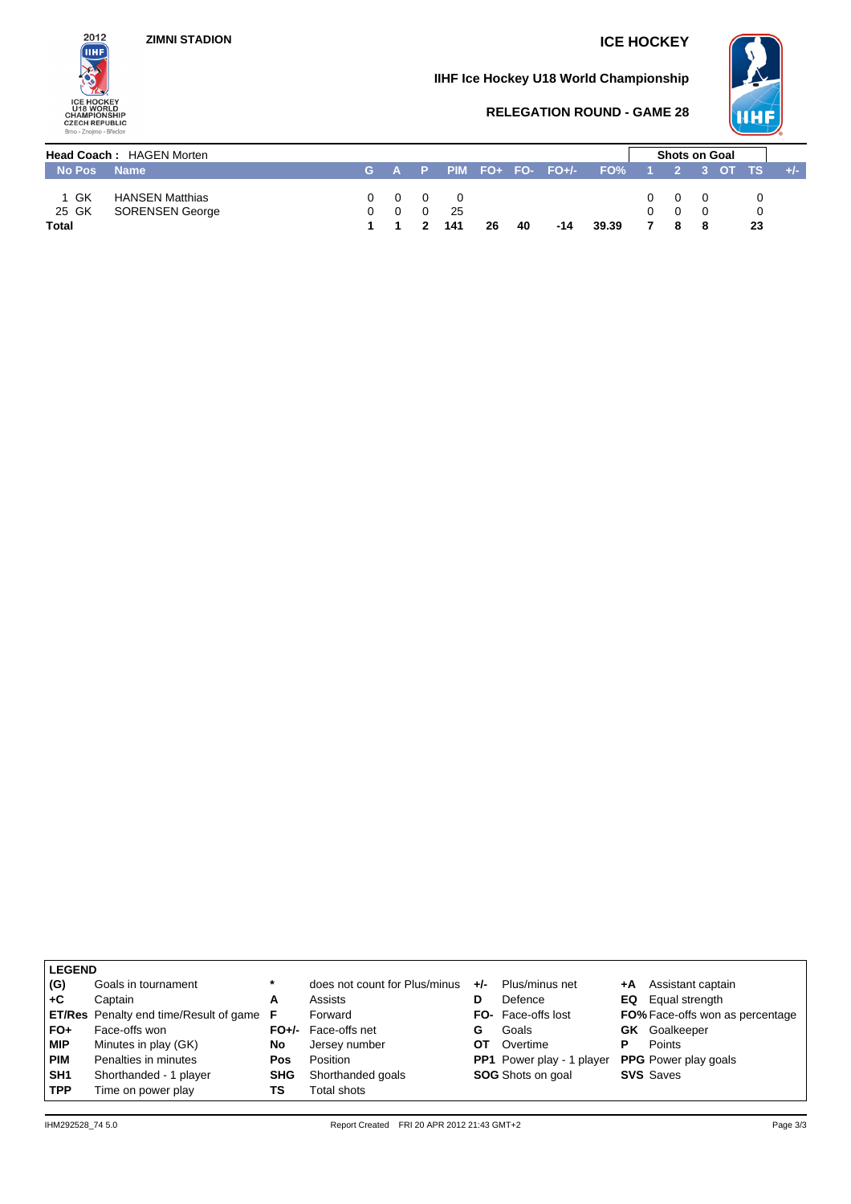**ZIMNI STADION**

**ICE HOCKEY**

**IIHF Ice Hockey U18 World Championship**

**RELEGATION ROUND - GAME 28**

**Head Coach :** HAGEN Morten

| No | Pos | Name | G | A | P | PIM | FO+ | FO- | FO+/- | FO% | Shots on Goal 1 | 2 | 3 | OT | TS | +/- |
|---|---|---|---|---|---|---|---|---|---|---|---|---|---|---|---|---|
| 1 | GK | HANSEN Matthias | 0 | 0 | 0 | 0 | | | | | 0 | 0 | 0 | | 0 | |
| 25 | GK | SORENSEN George | 0 | 0 | 0 | 25 | | | | | 0 | 0 | 0 | | 0 | |
| **Total** | | | **1** | **1** | **2** | **141** | **26** | **40** | **-14** | **39.39** | **7** | **8** | **8** | | **23** | |

**LEGEND**

| | | | | | | | |
|---|---|---|---|---|---|---|---|
| (G) | Goals in tournament | * | does not count for Plus/minus | +/- | Plus/minus net | +A | Assistant captain |
| +C | Captain | A | Assists | D | Defence | EQ | Equal strength |
| ET/Res | Penalty end time/Result of game | F | Forward | FO- | Face-offs lost | FO% | Face-offs won as percentage |
| FO+ | Face-offs won | FO+/- | Face-offs net | G | Goals | GK | Goalkeeper |
| MIP | Minutes in play (GK) | No | Jersey number | OT | Overtime | P | Points |
| PIM | Penalties in minutes | Pos | Position | PP1 | Power play - 1 player | PPG | Power play goals |
| SH1 | Shorthanded - 1 player | SHG | Shorthanded goals | SOG | Shots on goal | SVS | Saves |
| TPP | Time on power play | TS | Total shots | | | | |

IHM292528_74 5.0 Report Created FRI 20 APR 2012 21:43 GMT+2